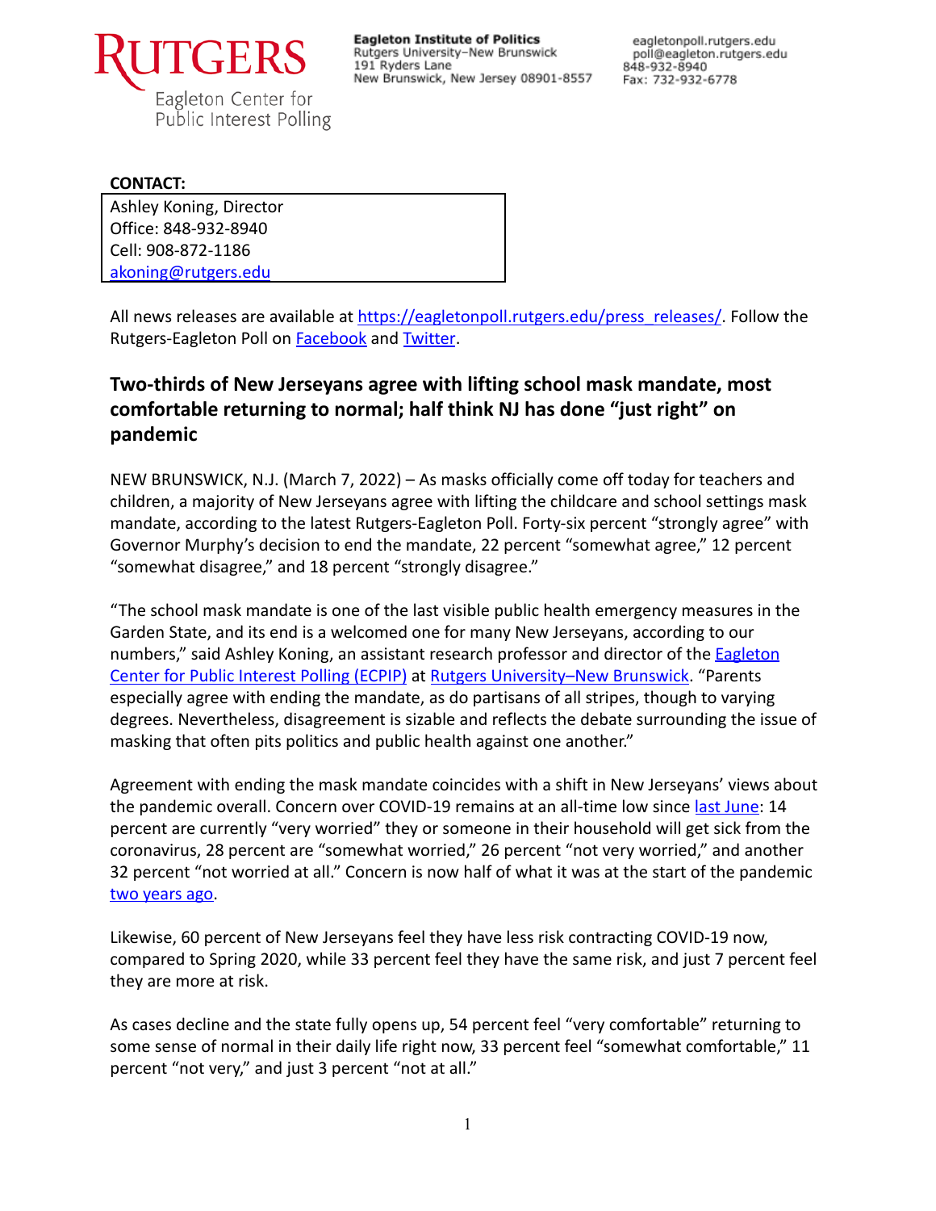RUTGERS
Eagleton Center for Public Interest Polling

**Eagleton Institute of Politics**
Rutgers University–New Brunswick
191 Ryders Lane
New Brunswick, New Jersey 08901-8557

eagletonpoll.rutgers.edu
poll@eagleton.rutgers.edu
848-932-8940
Fax: 732-932-6778

**CONTACT:**

Ashley Koning, Director
Office: 848-932-8940
Cell: 908-872-1186
akoning@rutgers.edu

All news releases are available at https://eagletonpoll.rutgers.edu/press_releases/. Follow the Rutgers-Eagleton Poll on Facebook and Twitter.

## Two-thirds of New Jerseyans agree with lifting school mask mandate, most comfortable returning to normal; half think NJ has done "just right" on pandemic

NEW BRUNSWICK, N.J. (March 7, 2022) – As masks officially come off today for teachers and children, a majority of New Jerseyans agree with lifting the childcare and school settings mask mandate, according to the latest Rutgers-Eagleton Poll. Forty-six percent "strongly agree" with Governor Murphy's decision to end the mandate, 22 percent "somewhat agree," 12 percent "somewhat disagree," and 18 percent "strongly disagree."

"The school mask mandate is one of the last visible public health emergency measures in the Garden State, and its end is a welcomed one for many New Jerseyans, according to our numbers," said Ashley Koning, an assistant research professor and director of the Eagleton Center for Public Interest Polling (ECPIP) at Rutgers University–New Brunswick. "Parents especially agree with ending the mandate, as do partisans of all stripes, though to varying degrees. Nevertheless, disagreement is sizable and reflects the debate surrounding the issue of masking that often pits politics and public health against one another."

Agreement with ending the mask mandate coincides with a shift in New Jerseyans' views about the pandemic overall. Concern over COVID-19 remains at an all-time low since last June: 14 percent are currently "very worried" they or someone in their household will get sick from the coronavirus, 28 percent are "somewhat worried," 26 percent "not very worried," and another 32 percent "not worried at all." Concern is now half of what it was at the start of the pandemic two years ago.

Likewise, 60 percent of New Jerseyans feel they have less risk contracting COVID-19 now, compared to Spring 2020, while 33 percent feel they have the same risk, and just 7 percent feel they are more at risk.

As cases decline and the state fully opens up, 54 percent feel "very comfortable" returning to some sense of normal in their daily life right now, 33 percent feel "somewhat comfortable," 11 percent "not very," and just 3 percent "not at all."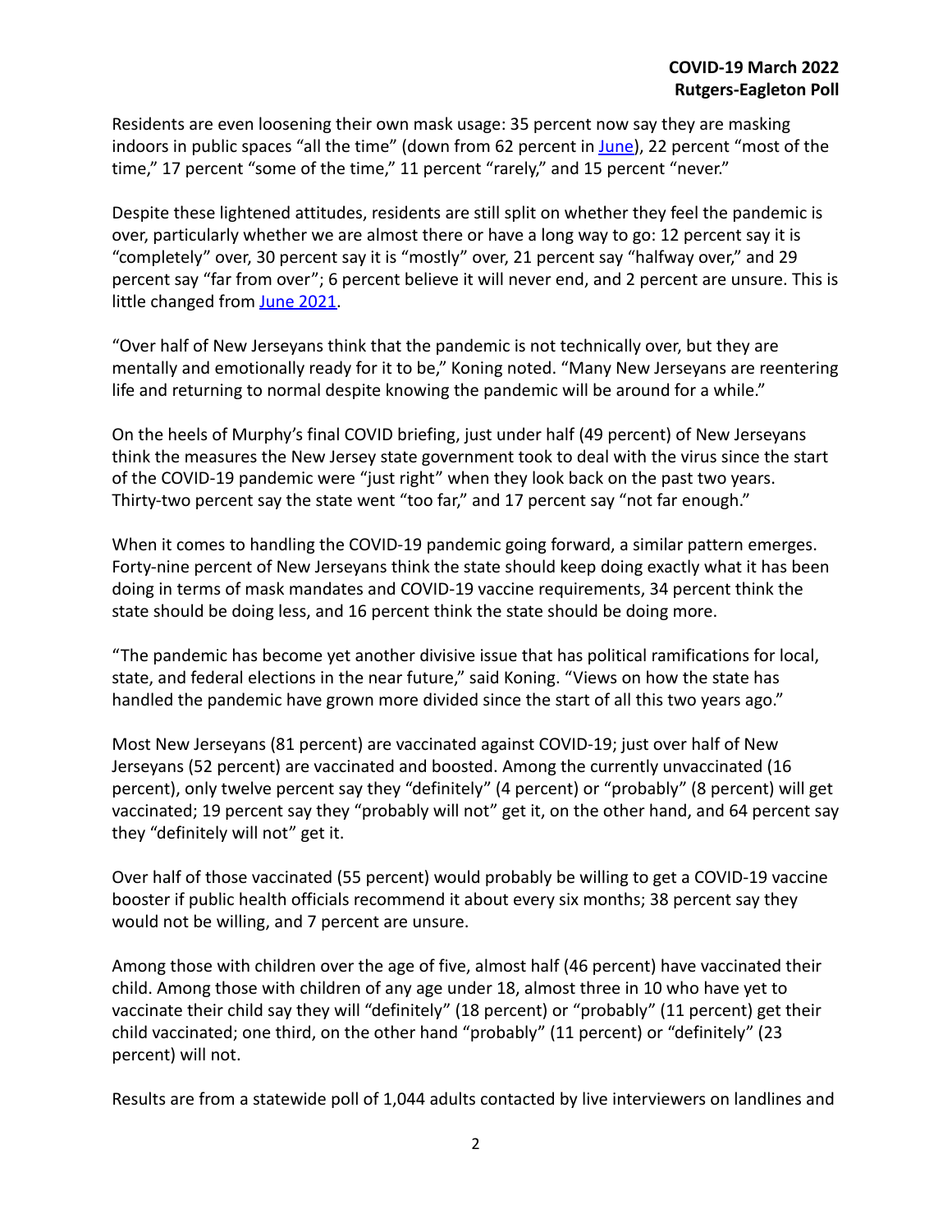Residents are even loosening their own mask usage: 35 percent now say they are masking indoors in public spaces "all the time" (down from 62 percent in June), 22 percent "most of the time," 17 percent "some of the time," 11 percent "rarely," and 15 percent "never."

Despite these lightened attitudes, residents are still split on whether they feel the pandemic is over, particularly whether we are almost there or have a long way to go: 12 percent say it is "completely" over, 30 percent say it is "mostly" over, 21 percent say "halfway over," and 29 percent say "far from over"; 6 percent believe it will never end, and 2 percent are unsure. This is little changed from June 2021.

"Over half of New Jerseyans think that the pandemic is not technically over, but they are mentally and emotionally ready for it to be," Koning noted. "Many New Jerseyans are reentering life and returning to normal despite knowing the pandemic will be around for a while."

On the heels of Murphy's final COVID briefing, just under half (49 percent) of New Jerseyans think the measures the New Jersey state government took to deal with the virus since the start of the COVID-19 pandemic were "just right" when they look back on the past two years. Thirty-two percent say the state went "too far," and 17 percent say "not far enough."

When it comes to handling the COVID-19 pandemic going forward, a similar pattern emerges. Forty-nine percent of New Jerseyans think the state should keep doing exactly what it has been doing in terms of mask mandates and COVID-19 vaccine requirements, 34 percent think the state should be doing less, and 16 percent think the state should be doing more.

"The pandemic has become yet another divisive issue that has political ramifications for local, state, and federal elections in the near future," said Koning. "Views on how the state has handled the pandemic have grown more divided since the start of all this two years ago."

Most New Jerseyans (81 percent) are vaccinated against COVID-19; just over half of New Jerseyans (52 percent) are vaccinated and boosted. Among the currently unvaccinated (16 percent), only twelve percent say they "definitely" (4 percent) or "probably" (8 percent) will get vaccinated; 19 percent say they "probably will not" get it, on the other hand, and 64 percent say they "definitely will not" get it.

Over half of those vaccinated (55 percent) would probably be willing to get a COVID-19 vaccine booster if public health officials recommend it about every six months; 38 percent say they would not be willing, and 7 percent are unsure.

Among those with children over the age of five, almost half (46 percent) have vaccinated their child. Among those with children of any age under 18, almost three in 10 who have yet to vaccinate their child say they will "definitely" (18 percent) or "probably" (11 percent) get their child vaccinated; one third, on the other hand "probably" (11 percent) or "definitely" (23 percent) will not.

Results are from a statewide poll of 1,044 adults contacted by live interviewers on landlines and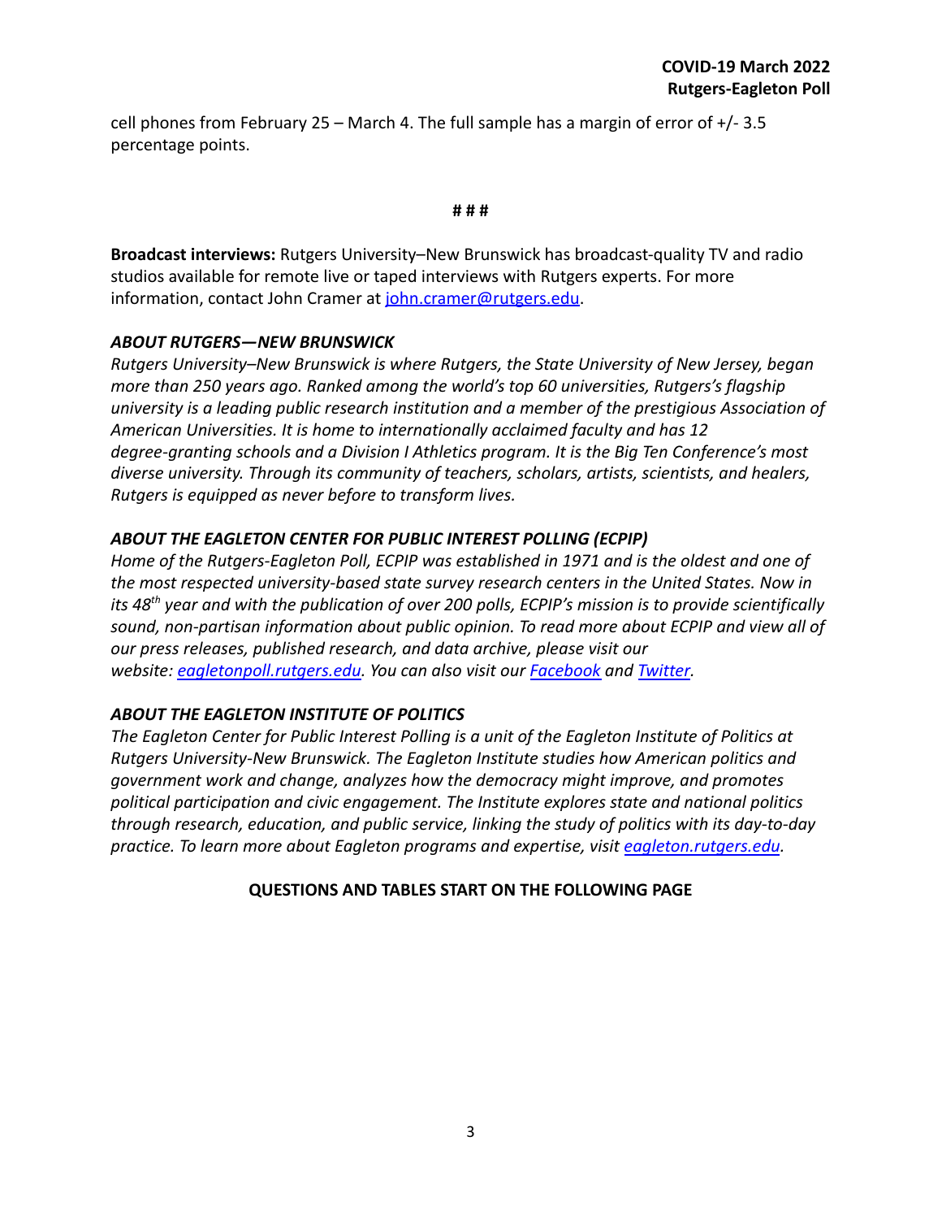cell phones from February 25 – March 4. The full sample has a margin of error of +/- 3.5 percentage points.

**# # #**

**Broadcast interviews:** Rutgers University–New Brunswick has broadcast-quality TV and radio studios available for remote live or taped interviews with Rutgers experts. For more information, contact John Cramer at [john.cramer@rutgers.edu](mailto:john.cramer@rutgers.edu).

***ABOUT RUTGERS—NEW BRUNSWICK***

*Rutgers University–New Brunswick is where Rutgers, the State University of New Jersey, began more than 250 years ago. Ranked among the world's top 60 universities, Rutgers's flagship university is a leading public research institution and a member of the prestigious Association of American Universities. It is home to internationally acclaimed faculty and has 12 degree-granting schools and a Division I Athletics program. It is the Big Ten Conference's most diverse university. Through its community of teachers, scholars, artists, scientists, and healers, Rutgers is equipped as never before to transform lives.*

***ABOUT THE EAGLETON CENTER FOR PUBLIC INTEREST POLLING (ECPIP)***

*Home of the Rutgers-Eagleton Poll, ECPIP was established in 1971 and is the oldest and one of the most respected university-based state survey research centers in the United States. Now in its 48th year and with the publication of over 200 polls, ECPIP's mission is to provide scientifically sound, non-partisan information about public opinion. To read more about ECPIP and view all of our press releases, published research, and data archive, please visit our website: [eagletonpoll.rutgers.edu](eagletonpoll.rutgers.edu). You can also visit our Facebook and Twitter.*

***ABOUT THE EAGLETON INSTITUTE OF POLITICS***

*The Eagleton Center for Public Interest Polling is a unit of the Eagleton Institute of Politics at Rutgers University-New Brunswick. The Eagleton Institute studies how American politics and government work and change, analyzes how the democracy might improve, and promotes political participation and civic engagement. The Institute explores state and national politics through research, education, and public service, linking the study of politics with its day-to-day practice. To learn more about Eagleton programs and expertise, visit [eagleton.rutgers.edu](eagleton.rutgers.edu).*

**QUESTIONS AND TABLES START ON THE FOLLOWING PAGE**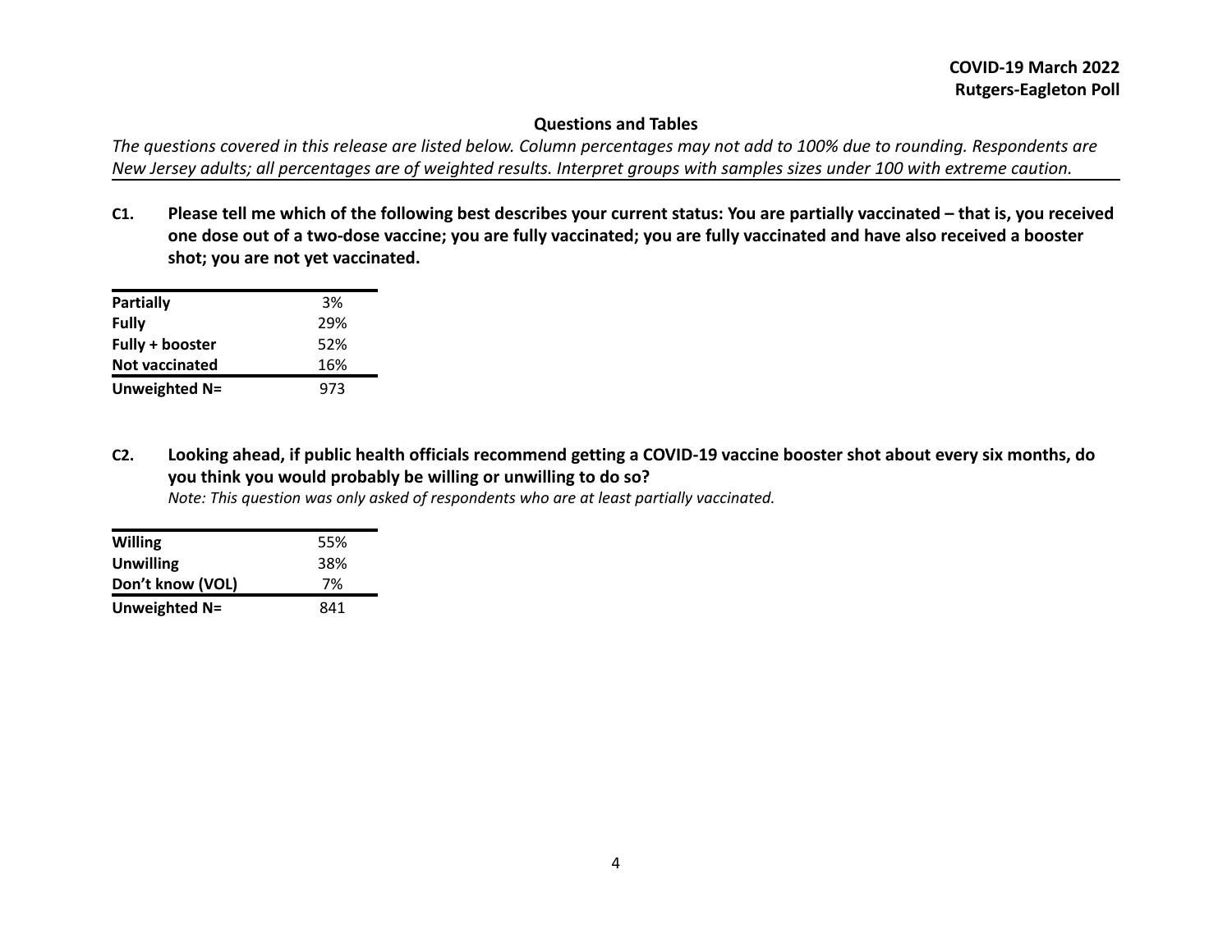## Questions and Tables

*The questions covered in this release are listed below. Column percentages may not add to 100% due to rounding. Respondents are New Jersey adults; all percentages are of weighted results. Interpret groups with samples sizes under 100 with extreme caution.*

**C1. Please tell me which of the following best describes your current status: You are partially vaccinated – that is, you received one dose out of a two-dose vaccine; you are fully vaccinated; you are fully vaccinated and have also received a booster shot; you are not yet vaccinated.**

| | |
|---|---|
| **Partially** | 3% |
| **Fully** | 29% |
| **Fully + booster** | 52% |
| **Not vaccinated** | 16% |
| **Unweighted N=** | 973 |

**C2. Looking ahead, if public health officials recommend getting a COVID-19 vaccine booster shot about every six months, do you think you would probably be willing or unwilling to do so?**

*Note: This question was only asked of respondents who are at least partially vaccinated.*

| | |
|---|---|
| **Willing** | 55% |
| **Unwilling** | 38% |
| **Don't know (VOL)** | 7% |
| **Unweighted N=** | 841 |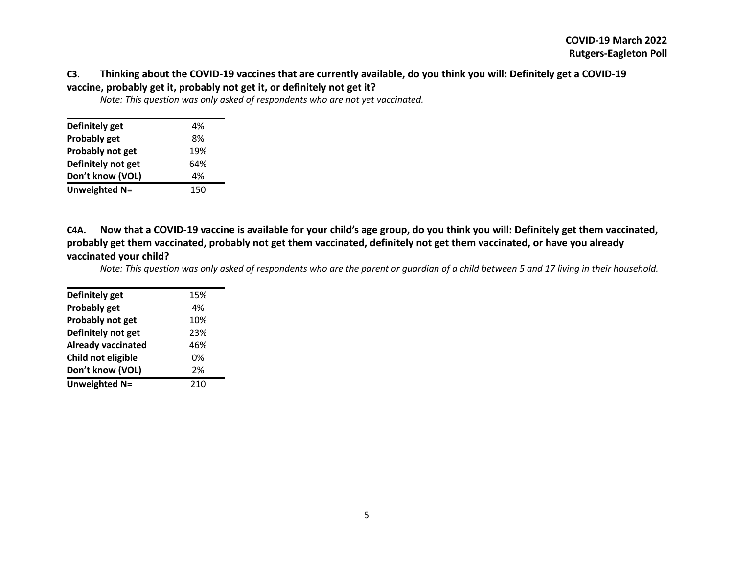**C3. Thinking about the COVID-19 vaccines that are currently available, do you think you will: Definitely get a COVID-19 vaccine, probably get it, probably not get it, or definitely not get it?**

*Note: This question was only asked of respondents who are not yet vaccinated.*

| | |
|---|---|
| **Definitely get** | 4% |
| **Probably get** | 8% |
| **Probably not get** | 19% |
| **Definitely not get** | 64% |
| **Don't know (VOL)** | 4% |
| **Unweighted N=** | 150 |

**C4A. Now that a COVID-19 vaccine is available for your child's age group, do you think you will: Definitely get them vaccinated, probably get them vaccinated, probably not get them vaccinated, definitely not get them vaccinated, or have you already vaccinated your child?**

*Note: This question was only asked of respondents who are the parent or guardian of a child between 5 and 17 living in their household.*

| | |
|---|---|
| **Definitely get** | 15% |
| **Probably get** | 4% |
| **Probably not get** | 10% |
| **Definitely not get** | 23% |
| **Already vaccinated** | 46% |
| **Child not eligible** | 0% |
| **Don't know (VOL)** | 2% |
| **Unweighted N=** | 210 |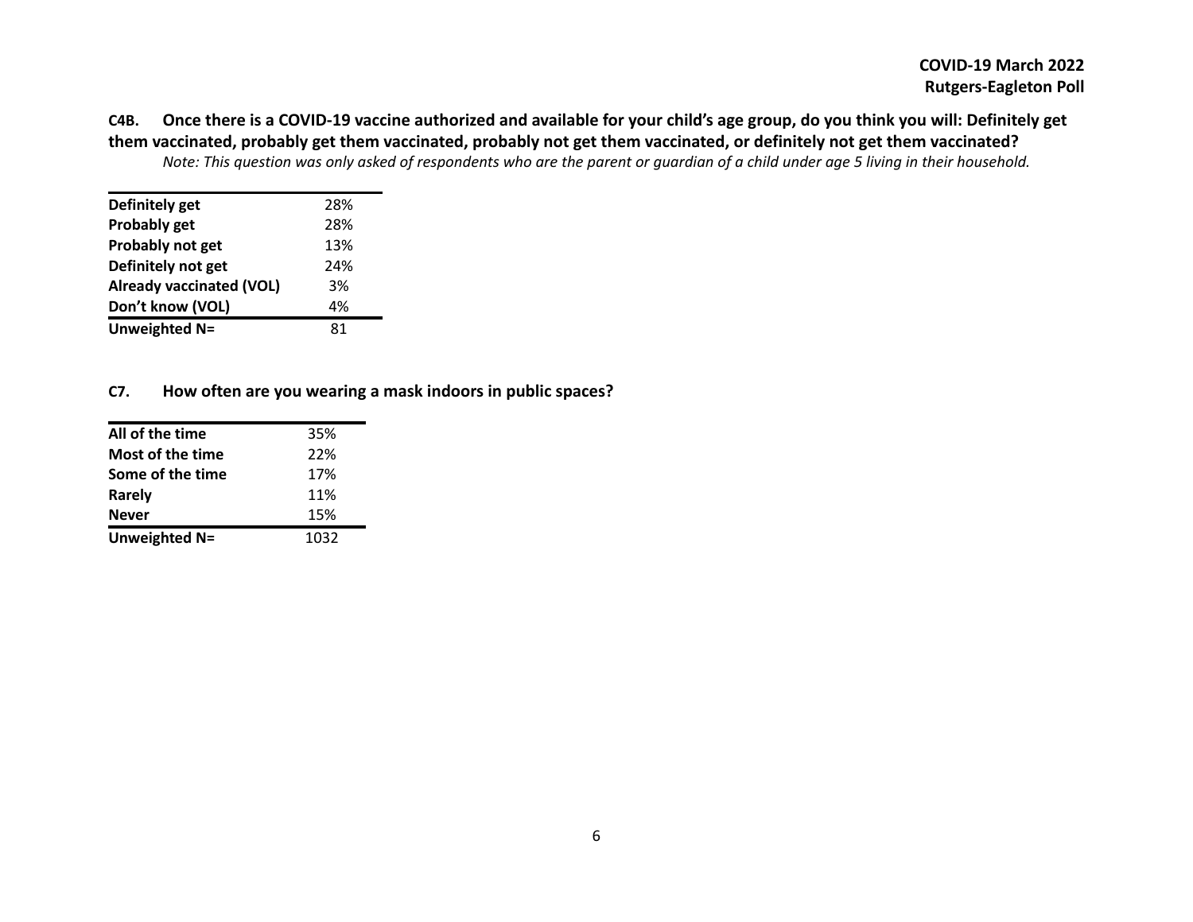**C4B. Once there is a COVID-19 vaccine authorized and available for your child's age group, do you think you will: Definitely get them vaccinated, probably get them vaccinated, probably not get them vaccinated, or definitely not get them vaccinated?**

*Note: This question was only asked of respondents who are the parent or guardian of a child under age 5 living in their household.*

| | |
|---|---|
| **Definitely get** | 28% |
| **Probably get** | 28% |
| **Probably not get** | 13% |
| **Definitely not get** | 24% |
| **Already vaccinated (VOL)** | 3% |
| **Don't know (VOL)** | 4% |
| **Unweighted N=** | 81 |

**C7. How often are you wearing a mask indoors in public spaces?**

| | |
|---|---|
| **All of the time** | 35% |
| **Most of the time** | 22% |
| **Some of the time** | 17% |
| **Rarely** | 11% |
| **Never** | 15% |
| **Unweighted N=** | 1032 |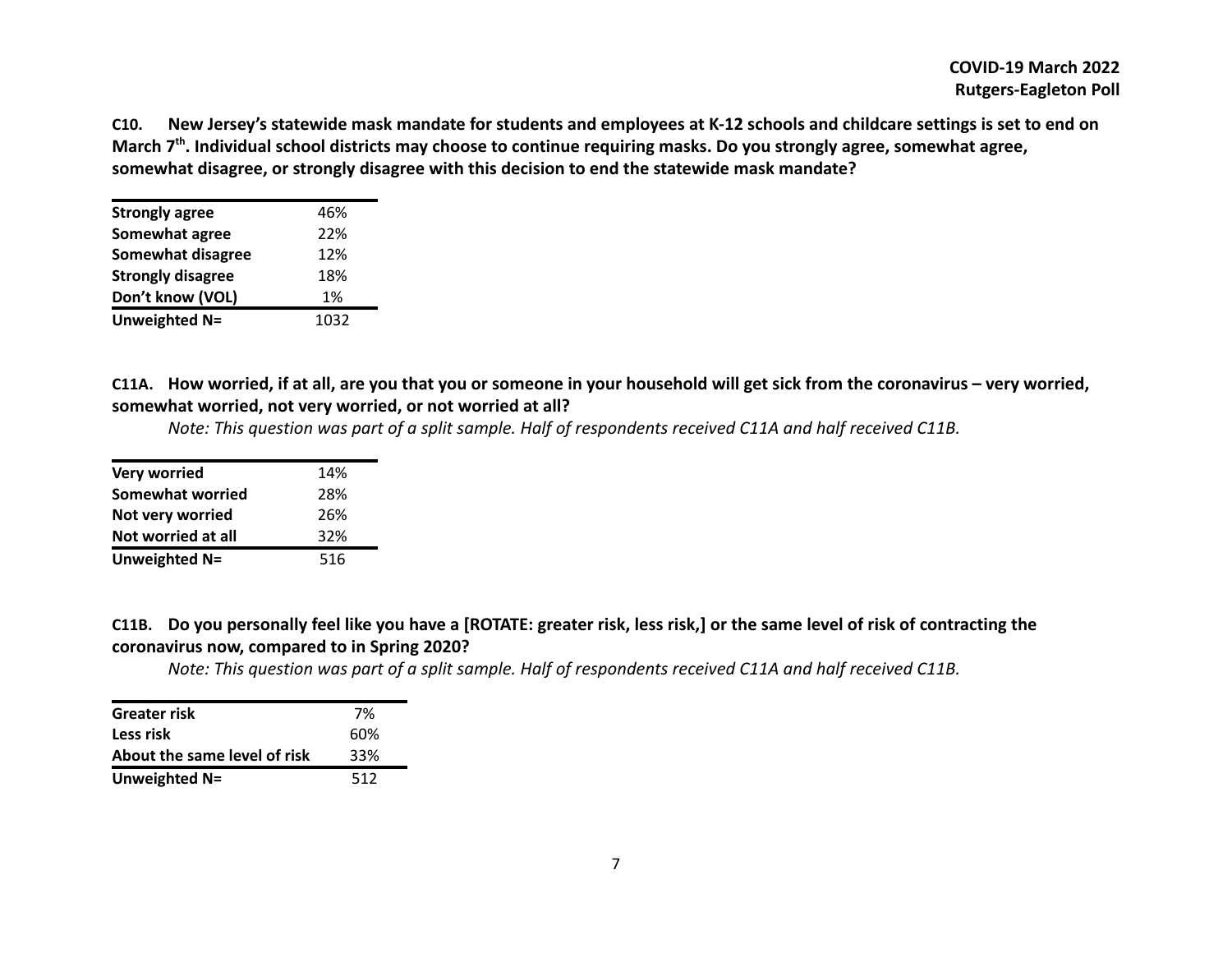**C10. New Jersey's statewide mask mandate for students and employees at K-12 schools and childcare settings is set to end on March 7th. Individual school districts may choose to continue requiring masks. Do you strongly agree, somewhat agree, somewhat disagree, or strongly disagree with this decision to end the statewide mask mandate?**

| | |
|---|---|
| **Strongly agree** | 46% |
| **Somewhat agree** | 22% |
| **Somewhat disagree** | 12% |
| **Strongly disagree** | 18% |
| **Don't know (VOL)** | 1% |
| **Unweighted N=** | 1032 |

**C11A. How worried, if at all, are you that you or someone in your household will get sick from the coronavirus – very worried, somewhat worried, not very worried, or not worried at all?**

*Note: This question was part of a split sample. Half of respondents received C11A and half received C11B.*

| | |
|---|---|
| **Very worried** | 14% |
| **Somewhat worried** | 28% |
| **Not very worried** | 26% |
| **Not worried at all** | 32% |
| **Unweighted N=** | 516 |

**C11B. Do you personally feel like you have a [ROTATE: greater risk, less risk,] or the same level of risk of contracting the coronavirus now, compared to in Spring 2020?**

*Note: This question was part of a split sample. Half of respondents received C11A and half received C11B.*

| | |
|---|---|
| **Greater risk** | 7% |
| **Less risk** | 60% |
| **About the same level of risk** | 33% |
| **Unweighted N=** | 512 |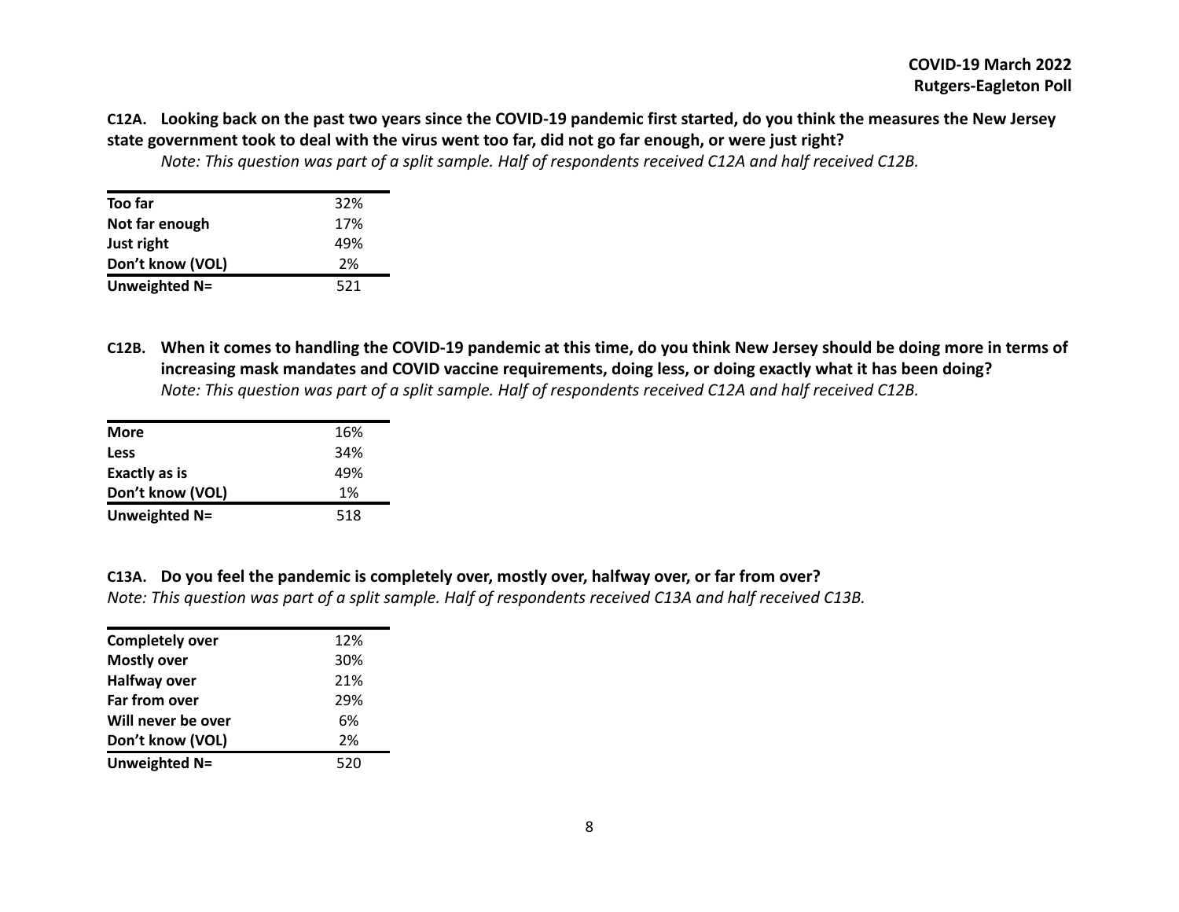**C12A. Looking back on the past two years since the COVID-19 pandemic first started, do you think the measures the New Jersey state government took to deal with the virus went too far, did not go far enough, or were just right?**

*Note: This question was part of a split sample. Half of respondents received C12A and half received C12B.*

| | |
|---|---|
| **Too far** | 32% |
| **Not far enough** | 17% |
| **Just right** | 49% |
| **Don't know (VOL)** | 2% |
| **Unweighted N=** | 521 |

**C12B. When it comes to handling the COVID-19 pandemic at this time, do you think New Jersey should be doing more in terms of increasing mask mandates and COVID vaccine requirements, doing less, or doing exactly what it has been doing?**

*Note: This question was part of a split sample. Half of respondents received C12A and half received C12B.*

| | |
|---|---|
| **More** | 16% |
| **Less** | 34% |
| **Exactly as is** | 49% |
| **Don't know (VOL)** | 1% |
| **Unweighted N=** | 518 |

**C13A. Do you feel the pandemic is completely over, mostly over, halfway over, or far from over?**

*Note: This question was part of a split sample. Half of respondents received C13A and half received C13B.*

| | |
|---|---|
| **Completely over** | 12% |
| **Mostly over** | 30% |
| **Halfway over** | 21% |
| **Far from over** | 29% |
| **Will never be over** | 6% |
| **Don't know (VOL)** | 2% |
| **Unweighted N=** | 520 |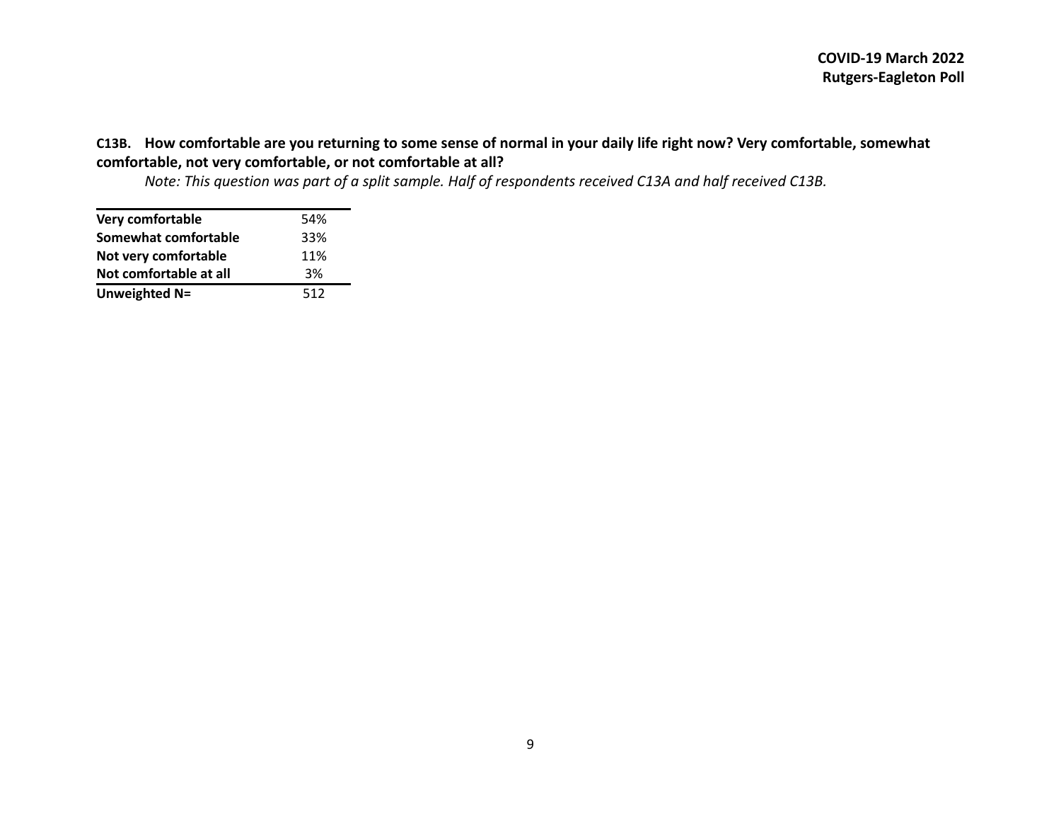**C13B. How comfortable are you returning to some sense of normal in your daily life right now? Very comfortable, somewhat comfortable, not very comfortable, or not comfortable at all?**

*Note: This question was part of a split sample. Half of respondents received C13A and half received C13B.*

| | |
|---|---|
| **Very comfortable** | 54% |
| **Somewhat comfortable** | 33% |
| **Not very comfortable** | 11% |
| **Not comfortable at all** | 3% |
| **Unweighted N=** | 512 |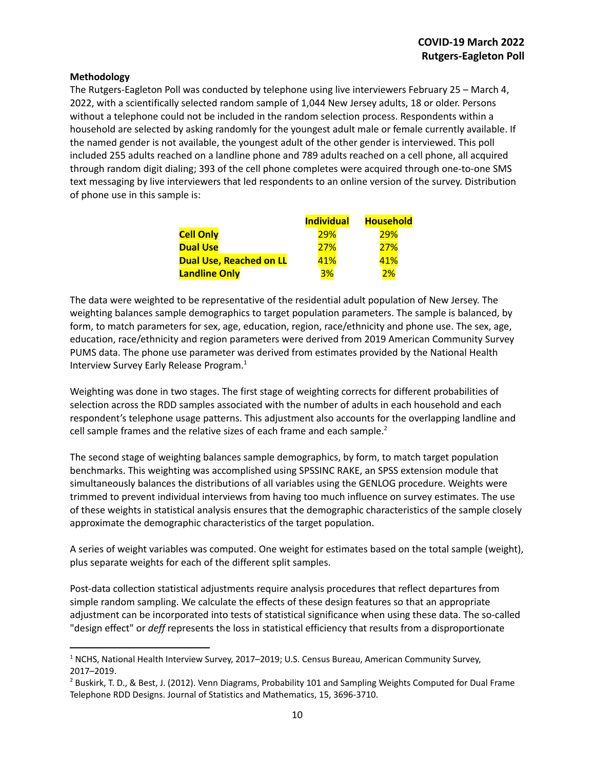**Methodology**

The Rutgers-Eagleton Poll was conducted by telephone using live interviewers February 25 – March 4, 2022, with a scientifically selected random sample of 1,044 New Jersey adults, 18 or older. Persons without a telephone could not be included in the random selection process. Respondents within a household are selected by asking randomly for the youngest adult male or female currently available. If the named gender is not available, the youngest adult of the other gender is interviewed. This poll included 255 adults reached on a landline phone and 789 adults reached on a cell phone, all acquired through random digit dialing; 393 of the cell phone completes were acquired through one-to-one SMS text messaging by live interviewers that led respondents to an online version of the survey. Distribution of phone use in this sample is:

| | **Individual** | **Household** |
|---|---|---|
| **Cell Only** | 29% | 29% |
| **Dual Use** | 27% | 27% |
| **Dual Use, Reached on LL** | 41% | 41% |
| **Landline Only** | 3% | 2% |

The data were weighted to be representative of the residential adult population of New Jersey. The weighting balances sample demographics to target population parameters. The sample is balanced, by form, to match parameters for sex, age, education, region, race/ethnicity and phone use. The sex, age, education, race/ethnicity and region parameters were derived from 2019 American Community Survey PUMS data. The phone use parameter was derived from estimates provided by the National Health Interview Survey Early Release Program.[1]

Weighting was done in two stages. The first stage of weighting corrects for different probabilities of selection across the RDD samples associated with the number of adults in each household and each respondent's telephone usage patterns. This adjustment also accounts for the overlapping landline and cell sample frames and the relative sizes of each frame and each sample.[2]

The second stage of weighting balances sample demographics, by form, to match target population benchmarks. This weighting was accomplished using SPSSINC RAKE, an SPSS extension module that simultaneously balances the distributions of all variables using the GENLOG procedure. Weights were trimmed to prevent individual interviews from having too much influence on survey estimates. The use of these weights in statistical analysis ensures that the demographic characteristics of the sample closely approximate the demographic characteristics of the target population.

A series of weight variables was computed. One weight for estimates based on the total sample (weight), plus separate weights for each of the different split samples.

Post-data collection statistical adjustments require analysis procedures that reflect departures from simple random sampling. We calculate the effects of these design features so that an appropriate adjustment can be incorporated into tests of statistical significance when using these data. The so-called "design effect" or *deff* represents the loss in statistical efficiency that results from a disproportionate

---

[1] NCHS, National Health Interview Survey, 2017–2019; U.S. Census Bureau, American Community Survey, 2017–2019.

[2] Buskirk, T. D., & Best, J. (2012). Venn Diagrams, Probability 101 and Sampling Weights Computed for Dual Frame Telephone RDD Designs. Journal of Statistics and Mathematics, 15, 3696-3710.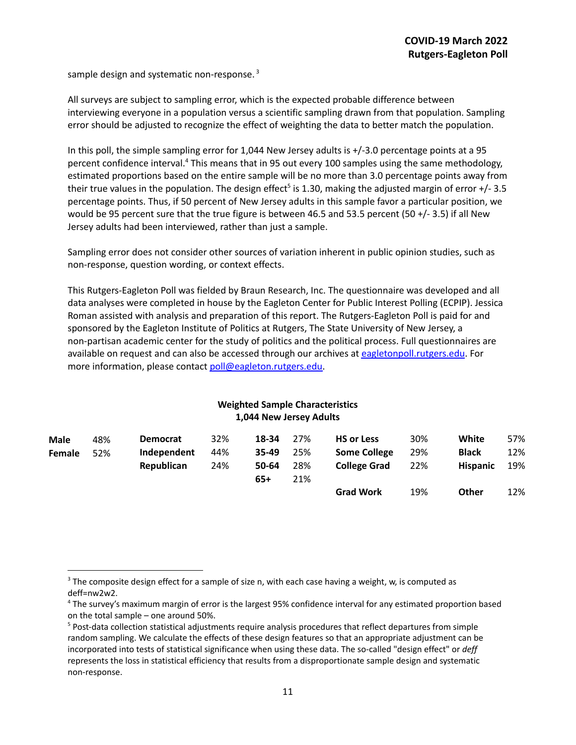sample design and systematic non-response. [3]

All surveys are subject to sampling error, which is the expected probable difference between interviewing everyone in a population versus a scientific sampling drawn from that population. Sampling error should be adjusted to recognize the effect of weighting the data to better match the population.

In this poll, the simple sampling error for 1,044 New Jersey adults is +/-3.0 percentage points at a 95 percent confidence interval.[4] This means that in 95 out every 100 samples using the same methodology, estimated proportions based on the entire sample will be no more than 3.0 percentage points away from their true values in the population. The design effect[5] is 1.30, making the adjusted margin of error +/- 3.5 percentage points. Thus, if 50 percent of New Jersey adults in this sample favor a particular position, we would be 95 percent sure that the true figure is between 46.5 and 53.5 percent (50 +/- 3.5) if all New Jersey adults had been interviewed, rather than just a sample.

Sampling error does not consider other sources of variation inherent in public opinion studies, such as non-response, question wording, or context effects.

This Rutgers-Eagleton Poll was fielded by Braun Research, Inc. The questionnaire was developed and all data analyses were completed in house by the Eagleton Center for Public Interest Polling (ECPIP). Jessica Roman assisted with analysis and preparation of this report. The Rutgers-Eagleton Poll is paid for and sponsored by the Eagleton Institute of Politics at Rutgers, The State University of New Jersey, a non-partisan academic center for the study of politics and the political process. Full questionnaires are available on request and can also be accessed through our archives at eagletonpoll.rutgers.edu. For more information, please contact poll@eagleton.rutgers.edu.

**Weighted Sample Characteristics**
**1,044 New Jersey Adults**

| | | | | | | | | | |
|---|---|---|---|---|---|---|---|---|---|
| **Male** | 48% | **Democrat** | 32% | **18-34** | 27% | **HS or Less** | 30% | **White** | 57% |
| **Female** | 52% | **Independent** | 44% | **35-49** | 25% | **Some College** | 29% | **Black** | 12% |
| | | **Republican** | 24% | **50-64** | 28% | **College Grad** | 22% | **Hispanic** | 19% |
| | | | | **65+** | 21% | | | | |
| | | | | | | **Grad Work** | 19% | **Other** | 12% |

[3] The composite design effect for a sample of size n, with each case having a weight, w, is computed as deff=nw2w2.

[4] The survey's maximum margin of error is the largest 95% confidence interval for any estimated proportion based on the total sample – one around 50%.

[5] Post-data collection statistical adjustments require analysis procedures that reflect departures from simple random sampling. We calculate the effects of these design features so that an appropriate adjustment can be incorporated into tests of statistical significance when using these data. The so-called "design effect" or *deff* represents the loss in statistical efficiency that results from a disproportionate sample design and systematic non-response.